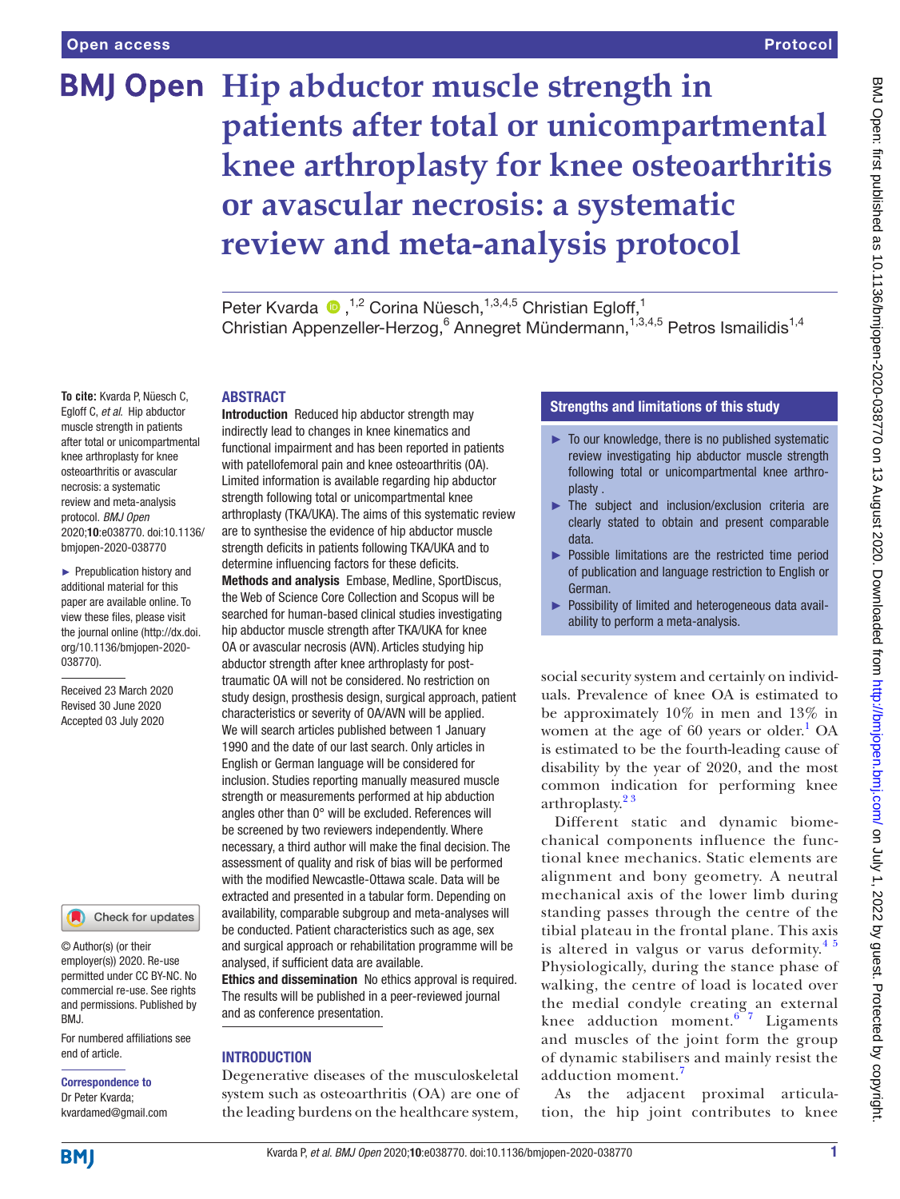Open access

Protocol

# Hip abductor muscle strength in patients after total or unicompartmental knee arthroplasty for knee osteoarthritis or avascular necrosis: a systematic review and meta-analysis protocol

Peter Kvarda,[1,2] Corina Nüesch,[1,3,4,5] Christian Egloff,[1] Christian Appenzeller-Herzog,[6] Annegret Mündermann,[1,3,4,5] Petros Ismailidis[1,4]

**To cite:** Kvarda P, Nüesch C, Egloff C, *et al*. Hip abductor muscle strength in patients after total or unicompartmental knee arthroplasty for knee osteoarthritis or avascular necrosis: a systematic review and meta-analysis protocol. *BMJ Open* 2020;**10**:e038770. doi:10.1136/bmjopen-2020-038770

► Prepublication history and additional material for this paper are available online. To view these files, please visit the journal online (http://dx.doi.org/10.1136/bmjopen-2020-038770).

Received 23 March 2020
Revised 30 June 2020
Accepted 03 July 2020

© Author(s) (or their employer(s)) 2020. Re-use permitted under CC BY-NC. No commercial re-use. See rights and permissions. Published by BMJ.

For numbered affiliations see end of article.

**Correspondence to**
Dr Peter Kvarda;
kvardamed@gmail.com

## ABSTRACT

**Introduction** Reduced hip abductor strength may indirectly lead to changes in knee kinematics and functional impairment and has been reported in patients with patellofemoral pain and knee osteoarthritis (OA). Limited information is available regarding hip abductor strength following total or unicompartmental knee arthroplasty (TKA/UKA). The aims of this systematic review are to synthesise the evidence of hip abductor muscle strength deficits in patients following TKA/UKA and to determine influencing factors for these deficits.

**Methods and analysis** Embase, Medline, SportDiscus, the Web of Science Core Collection and Scopus will be searched for human-based clinical studies investigating hip abductor muscle strength after TKA/UKA for knee OA or avascular necrosis (AVN). Articles studying hip abductor strength after knee arthroplasty for post-traumatic OA will not be considered. No restriction on study design, prosthesis design, surgical approach, patient characteristics or severity of OA/AVN will be applied. We will search articles published between 1 January 1990 and the date of our last search. Only articles in English or German language will be considered for inclusion. Studies reporting manually measured muscle strength or measurements performed at hip abduction angles other than 0° will be excluded. References will be screened by two reviewers independently. Where necessary, a third author will make the final decision. The assessment of quality and risk of bias will be performed with the modified Newcastle-Ottawa scale. Data will be extracted and presented in a tabular form. Depending on availability, comparable subgroup and meta-analyses will be conducted. Patient characteristics such as age, sex and surgical approach or rehabilitation programme will be analysed, if sufficient data are available.

**Ethics and dissemination** No ethics approval is required. The results will be published in a peer-reviewed journal and as conference presentation.

### Strengths and limitations of this study

- ► To our knowledge, there is no published systematic review investigating hip abductor muscle strength following total or unicompartmental knee arthroplasty .
- ► The subject and inclusion/exclusion criteria are clearly stated to obtain and present comparable data.
- ► Possible limitations are the restricted time period of publication and language restriction to English or German.
- ► Possibility of limited and heterogeneous data availability to perform a meta-analysis.

## INTRODUCTION

Degenerative diseases of the musculoskeletal system such as osteoarthritis (OA) are one of the leading burdens on the healthcare system, social security system and certainly on individuals. Prevalence of knee OA is estimated to be approximately 10% in men and 13% in women at the age of 60 years or older.[1] OA is estimated to be the fourth-leading cause of disability by the year of 2020, and the most common indication for performing knee arthroplasty.[2,3]

Different static and dynamic biomechanical components influence the functional knee mechanics. Static elements are alignment and bony geometry. A neutral mechanical axis of the lower limb during standing passes through the centre of the tibial plateau in the frontal plane. This axis is altered in valgus or varus deformity.[4,5] Physiologically, during the stance phase of walking, the centre of load is located over the medial condyle creating an external knee adduction moment.[6,7] Ligaments and muscles of the joint form the group of dynamic stabilisers and mainly resist the adduction moment.[7]

As the adjacent proximal articulation, the hip joint contributes to knee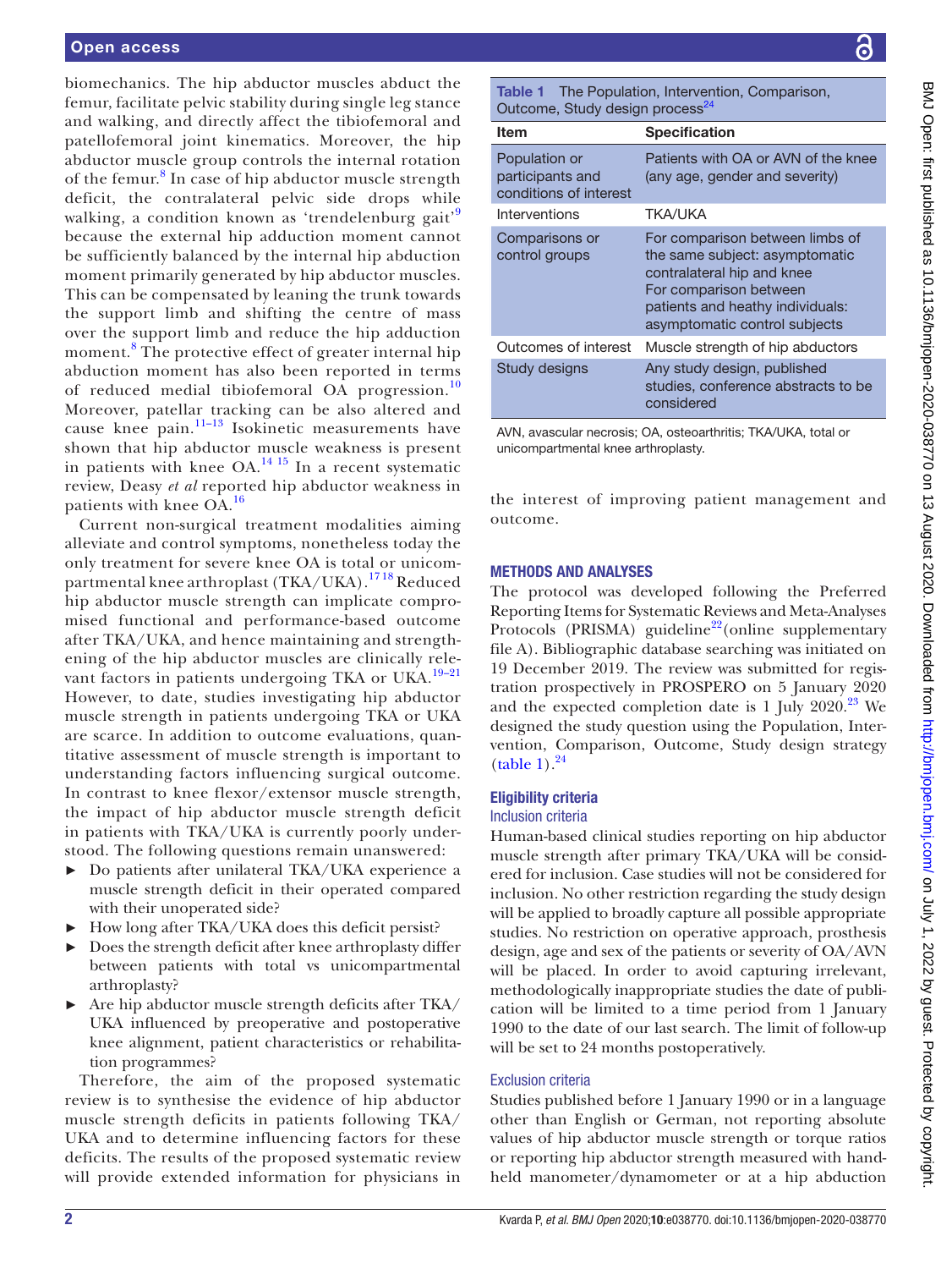biomechanics. The hip abductor muscles abduct the femur, facilitate pelvic stability during single leg stance and walking, and directly affect the tibiofemoral and patellofemoral joint kinematics. Moreover, the hip abductor muscle group controls the internal rotation of the femur.[8] In case of hip abductor muscle strength deficit, the contralateral pelvic side drops while walking, a condition known as 'trendelenburg gait'[9] because the external hip adduction moment cannot be sufficiently balanced by the internal hip abduction moment primarily generated by hip abductor muscles. This can be compensated by leaning the trunk towards the support limb and shifting the centre of mass over the support limb and reduce the hip adduction moment.[8] The protective effect of greater internal hip abduction moment has also been reported in terms of reduced medial tibiofemoral OA progression.[10] Moreover, patellar tracking can be also altered and cause knee pain.[11–13] Isokinetic measurements have shown that hip abductor muscle weakness is present in patients with knee OA.[14 15] In a recent systematic review, Deasy *et al* reported hip abductor weakness in patients with knee OA.[16]

Current non-surgical treatment modalities aiming alleviate and control symptoms, nonetheless today the only treatment for severe knee OA is total or unicompartmental knee arthroplast (TKA/UKA).[17 18] Reduced hip abductor muscle strength can implicate compromised functional and performance-based outcome after TKA/UKA, and hence maintaining and strengthening of the hip abductor muscles are clinically relevant factors in patients undergoing TKA or UKA.[19–21] However, to date, studies investigating hip abductor muscle strength in patients undergoing TKA or UKA are scarce. In addition to outcome evaluations, quantitative assessment of muscle strength is important to understanding factors influencing surgical outcome. In contrast to knee flexor/extensor muscle strength, the impact of hip abductor muscle strength deficit in patients with TKA/UKA is currently poorly understood. The following questions remain unanswered:

- Do patients after unilateral TKA/UKA experience a muscle strength deficit in their operated compared with their unoperated side?
- How long after TKA/UKA does this deficit persist?
- Does the strength deficit after knee arthroplasty differ between patients with total vs unicompartmental arthroplasty?
- Are hip abductor muscle strength deficits after TKA/UKA influenced by preoperative and postoperative knee alignment, patient characteristics or rehabilitation programmes?

Therefore, the aim of the proposed systematic review is to synthesise the evidence of hip abductor muscle strength deficits in patients following TKA/UKA and to determine influencing factors for these deficits. The results of the proposed systematic review will provide extended information for physicians in the interest of improving patient management and outcome.

**Table 1** The Population, Intervention, Comparison, Outcome, Study design process[24]

| Item | Specification |
|---|---|
| Population or participants and conditions of interest | Patients with OA or AVN of the knee (any age, gender and severity) |
| Interventions | TKA/UKA |
| Comparisons or control groups | For comparison between limbs of the same subject: asymptomatic contralateral hip and knee<br>For comparison between patients and heathy individuals: asymptomatic control subjects |
| Outcomes of interest | Muscle strength of hip abductors |
| Study designs | Any study design, published studies, conference abstracts to be considered |

AVN, avascular necrosis; OA, osteoarthritis; TKA/UKA, total or unicompartmental knee arthroplasty.

## METHODS AND ANALYSES

The protocol was developed following the Preferred Reporting Items for Systematic Reviews and Meta-Analyses Protocols (PRISMA) guideline[22](online supplementary file A). Bibliographic database searching was initiated on 19 December 2019. The review was submitted for registration prospectively in PROSPERO on 5 January 2020 and the expected completion date is 1 July 2020.[23] We designed the study question using the Population, Intervention, Comparison, Outcome, Study design strategy (table 1).[24]

### Eligibility criteria

#### Inclusion criteria

Human-based clinical studies reporting on hip abductor muscle strength after primary TKA/UKA will be considered for inclusion. Case studies will not be considered for inclusion. No other restriction regarding the study design will be applied to broadly capture all possible appropriate studies. No restriction on operative approach, prosthesis design, age and sex of the patients or severity of OA/AVN will be placed. In order to avoid capturing irrelevant, methodologically inappropriate studies the date of publication will be limited to a time period from 1 January 1990 to the date of our last search. The limit of follow-up will be set to 24 months postoperatively.

#### Exclusion criteria

Studies published before 1 January 1990 or in a language other than English or German, not reporting absolute values of hip abductor muscle strength or torque ratios or reporting hip abductor strength measured with hand-held manometer/dynamometer or at a hip abduction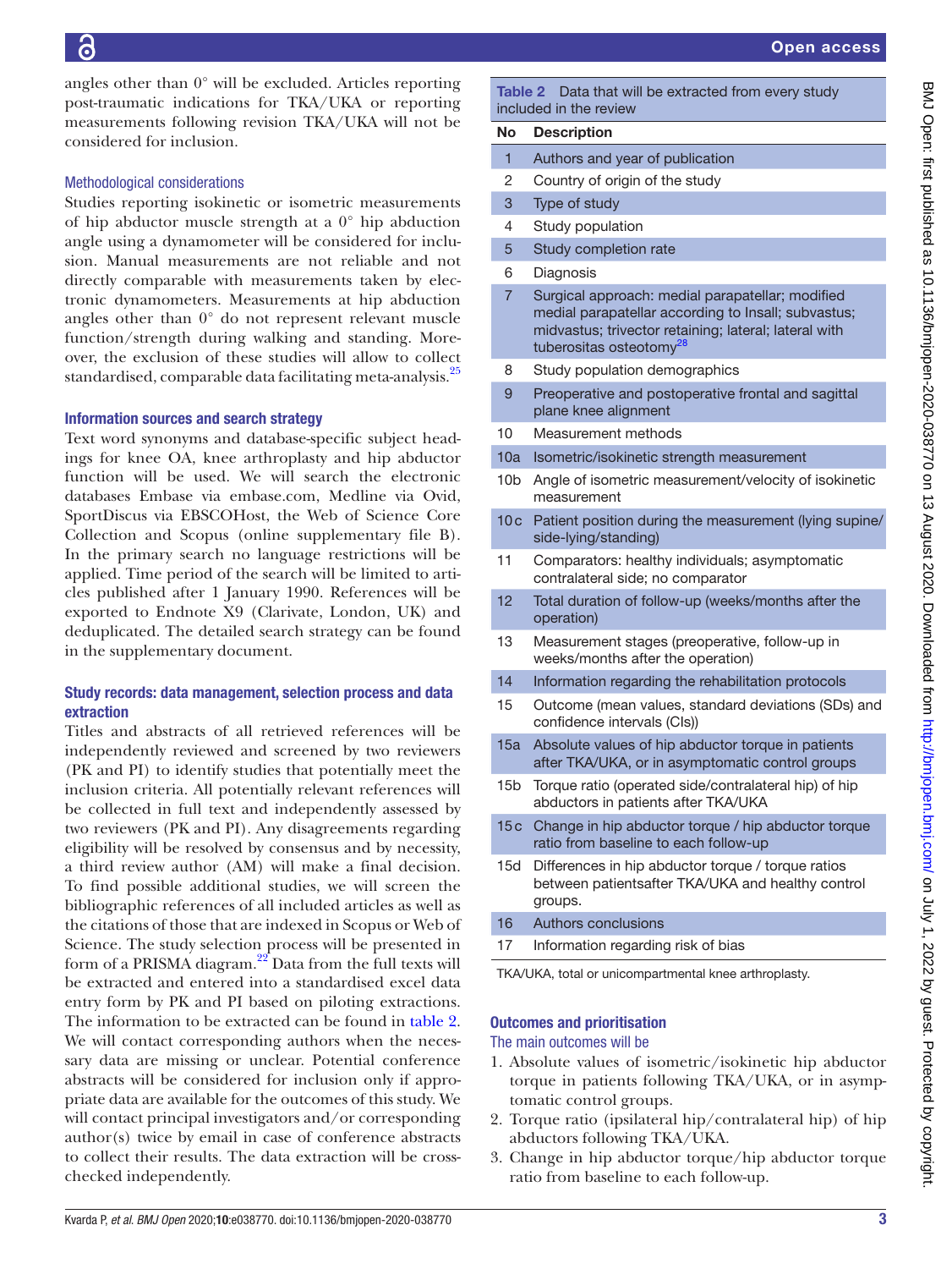angles other than 0° will be excluded. Articles reporting post-traumatic indications for TKA/UKA or reporting measurements following revision TKA/UKA will not be considered for inclusion.

### Methodological considerations

Studies reporting isokinetic or isometric measurements of hip abductor muscle strength at a 0° hip abduction angle using a dynamometer will be considered for inclusion. Manual measurements are not reliable and not directly comparable with measurements taken by electronic dynamometers. Measurements at hip abduction angles other than 0° do not represent relevant muscle function/strength during walking and standing. Moreover, the exclusion of these studies will allow to collect standardised, comparable data facilitating meta-analysis.[25]

## Information sources and search strategy

Text word synonyms and database-specific subject headings for knee OA, knee arthroplasty and hip abductor function will be used. We will search the electronic databases Embase via embase.com, Medline via Ovid, SportDiscus via EBSCOHost, the Web of Science Core Collection and Scopus (online supplementary file B). In the primary search no language restrictions will be applied. Time period of the search will be limited to articles published after 1 January 1990. References will be exported to Endnote X9 (Clarivate, London, UK) and deduplicated. The detailed search strategy can be found in the supplementary document.

## Study records: data management, selection process and data extraction

Titles and abstracts of all retrieved references will be independently reviewed and screened by two reviewers (PK and PI) to identify studies that potentially meet the inclusion criteria. All potentially relevant references will be collected in full text and independently assessed by two reviewers (PK and PI). Any disagreements regarding eligibility will be resolved by consensus and by necessity, a third review author (AM) will make a final decision. To find possible additional studies, we will screen the bibliographic references of all included articles as well as the citations of those that are indexed in Scopus or Web of Science. The study selection process will be presented in form of a PRISMA diagram.[22] Data from the full texts will be extracted and entered into a standardised excel data entry form by PK and PI based on piloting extractions. The information to be extracted can be found in table 2. We will contact corresponding authors when the necessary data are missing or unclear. Potential conference abstracts will be considered for inclusion only if appropriate data are available for the outcomes of this study. We will contact principal investigators and/or corresponding author(s) twice by email in case of conference abstracts to collect their results. The data extraction will be cross-checked independently.

**Table 2** Data that will be extracted from every study included in the review

| No | Description |
|---|---|
| 1 | Authors and year of publication |
| 2 | Country of origin of the study |
| 3 | Type of study |
| 4 | Study population |
| 5 | Study completion rate |
| 6 | Diagnosis |
| 7 | Surgical approach: medial parapatellar; modified medial parapatellar according to Insall; subvastus; midvastus; trivector retaining; lateral; lateral with tuberositas osteotomy[28] |
| 8 | Study population demographics |
| 9 | Preoperative and postoperative frontal and sagittal plane knee alignment |
| 10 | Measurement methods |
| 10a | Isometric/isokinetic strength measurement |
| 10b | Angle of isometric measurement/velocity of isokinetic measurement |
| 10c | Patient position during the measurement (lying supine/side-lying/standing) |
| 11 | Comparators: healthy individuals; asymptomatic contralateral side; no comparator |
| 12 | Total duration of follow-up (weeks/months after the operation) |
| 13 | Measurement stages (preoperative, follow-up in weeks/months after the operation) |
| 14 | Information regarding the rehabilitation protocols |
| 15 | Outcome (mean values, standard deviations (SDs) and confidence intervals (CIs)) |
| 15a | Absolute values of hip abductor torque in patients after TKA/UKA, or in asymptomatic control groups |
| 15b | Torque ratio (operated side/contralateral hip) of hip abductors in patients after TKA/UKA |
| 15c | Change in hip abductor torque / hip abductor torque ratio from baseline to each follow-up |
| 15d | Differences in hip abductor torque / torque ratios between patientsafter TKA/UKA and healthy control groups. |
| 16 | Authors conclusions |
| 17 | Information regarding risk of bias |

TKA/UKA, total or unicompartmental knee arthroplasty.

## Outcomes and prioritisation

### The main outcomes will be

1. Absolute values of isometric/isokinetic hip abductor torque in patients following TKA/UKA, or in asymptomatic control groups.
2. Torque ratio (ipsilateral hip/contralateral hip) of hip abductors following TKA/UKA.
3. Change in hip abductor torque/hip abductor torque ratio from baseline to each follow-up.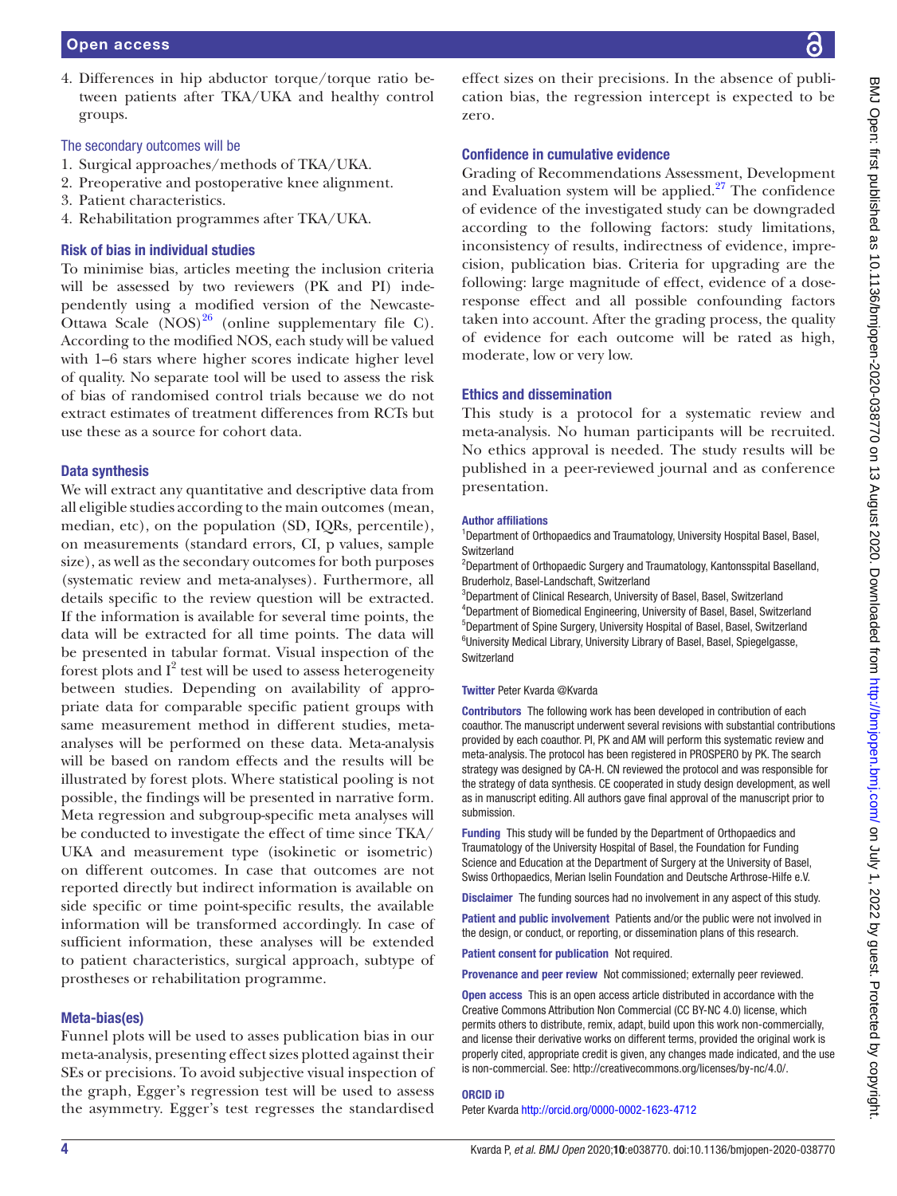4. Differences in hip abductor torque/torque ratio between patients after TKA/UKA and healthy control groups.

### The secondary outcomes will be

1. Surgical approaches/methods of TKA/UKA.
2. Preoperative and postoperative knee alignment.
3. Patient characteristics.
4. Rehabilitation programmes after TKA/UKA.

### Risk of bias in individual studies

To minimise bias, articles meeting the inclusion criteria will be assessed by two reviewers (PK and PI) independently using a modified version of the Newcaste-Ottawa Scale (NOS)[26] (online supplementary file C). According to the modified NOS, each study will be valued with 1–6 stars where higher scores indicate higher level of quality. No separate tool will be used to assess the risk of bias of randomised control trials because we do not extract estimates of treatment differences from RCTs but use these as a source for cohort data.

### Data synthesis

We will extract any quantitative and descriptive data from all eligible studies according to the main outcomes (mean, median, etc), on the population (SD, IQRs, percentile), on measurements (standard errors, CI, p values, sample size), as well as the secondary outcomes for both purposes (systematic review and meta-analyses). Furthermore, all details specific to the review question will be extracted. If the information is available for several time points, the data will be extracted for all time points. The data will be presented in tabular format. Visual inspection of the forest plots and $I^2$ test will be used to assess heterogeneity between studies. Depending on availability of appropriate data for comparable specific patient groups with same measurement method in different studies, meta-analyses will be performed on these data. Meta-analysis will be based on random effects and the results will be illustrated by forest plots. Where statistical pooling is not possible, the findings will be presented in narrative form. Meta regression and subgroup-specific meta analyses will be conducted to investigate the effect of time since TKA/UKA and measurement type (isokinetic or isometric) on different outcomes. In case that outcomes are not reported directly but indirect information is available on side specific or time point-specific results, the available information will be transformed accordingly. In case of sufficient information, these analyses will be extended to patient characteristics, surgical approach, subtype of prostheses or rehabilitation programme.

### Meta-bias(es)

Funnel plots will be used to asses publication bias in our meta-analysis, presenting effect sizes plotted against their SEs or precisions. To avoid subjective visual inspection of the graph, Egger's regression test will be used to assess the asymmetry. Egger's test regresses the standardised effect sizes on their precisions. In the absence of publication bias, the regression intercept is expected to be zero.

### Confidence in cumulative evidence

Grading of Recommendations Assessment, Development and Evaluation system will be applied.[27] The confidence of evidence of the investigated study can be downgraded according to the following factors: study limitations, inconsistency of results, indirectness of evidence, imprecision, publication bias. Criteria for upgrading are the following: large magnitude of effect, evidence of a dose-response effect and all possible confounding factors taken into account. After the grading process, the quality of evidence for each outcome will be rated as high, moderate, low or very low.

## Ethics and dissemination

This study is a protocol for a systematic review and meta-analysis. No human participants will be recruited. No ethics approval is needed. The study results will be published in a peer-reviewed journal and as conference presentation.

**Author affiliations**

[1]Department of Orthopaedics and Traumatology, University Hospital Basel, Basel, Switzerland
[2]Department of Orthopaedic Surgery and Traumatology, Kantonsspital Baselland, Bruderholz, Basel-Landschaft, Switzerland
[3]Department of Clinical Research, University of Basel, Basel, Switzerland
[4]Department of Biomedical Engineering, University of Basel, Basel, Switzerland
[5]Department of Spine Surgery, University Hospital of Basel, Basel, Switzerland
[6]University Medical Library, University Library of Basel, Basel, Spiegelgasse, Switzerland

**Twitter** Peter Kvarda @Kvarda

**Contributors** The following work has been developed in contribution of each coauthor. The manuscript underwent several revisions with substantial contributions provided by each coauthor. PI, PK and AM will perform this systematic review and meta-analysis. The protocol has been registered in PROSPERO by PK. The search strategy was designed by CA-H. CN reviewed the protocol and was responsible for the strategy of data synthesis. CE cooperated in study design development, as well as in manuscript editing. All authors gave final approval of the manuscript prior to submission.

**Funding** This study will be funded by the Department of Orthopaedics and Traumatology of the University Hospital of Basel, the Foundation for Funding Science and Education at the Department of Surgery at the University of Basel, Swiss Orthopaedics, Merian Iselin Foundation and Deutsche Arthrose-Hilfe e.V.

**Disclaimer** The funding sources had no involvement in any aspect of this study.

**Patient and public involvement** Patients and/or the public were not involved in the design, or conduct, or reporting, or dissemination plans of this research.

**Patient consent for publication** Not required.

**Provenance and peer review** Not commissioned; externally peer reviewed.

**Open access** This is an open access article distributed in accordance with the Creative Commons Attribution Non Commercial (CC BY-NC 4.0) license, which permits others to distribute, remix, adapt, build upon this work non-commercially, and license their derivative works on different terms, provided the original work is properly cited, appropriate credit is given, any changes made indicated, and the use is non-commercial. See: http://creativecommons.org/licenses/by-nc/4.0/.

**ORCID iD**

Peter Kvarda http://orcid.org/0000-0002-1623-4712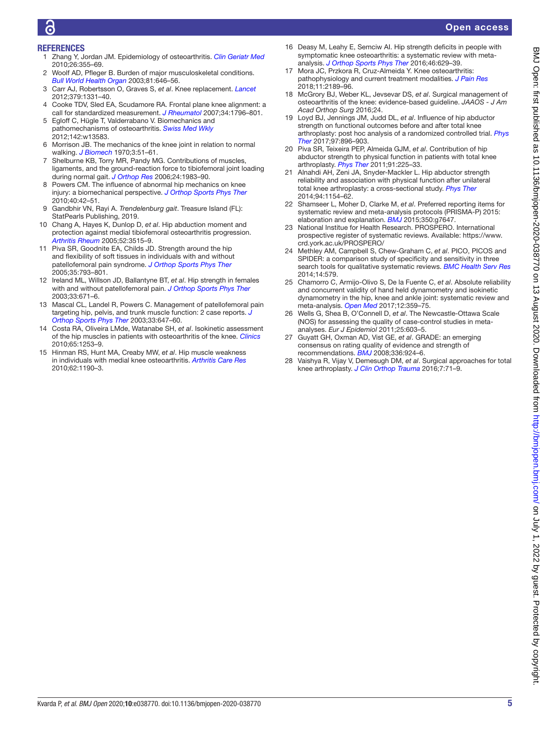## REFERENCES

1. Zhang Y, Jordan JM. Epidemiology of osteoarthritis. *Clin Geriatr Med* 2010;26:355–69.
2. Woolf AD, Pfleger B. Burden of major musculoskeletal conditions. *Bull World Health Organ* 2003;81:646–56.
3. Carr AJ, Robertsson O, Graves S, *et al*. Knee replacement. *Lancet* 2012;379:1331–40.
4. Cooke TDV, Sled EA, Scudamore RA. Frontal plane knee alignment: a call for standardized measurement. *J Rheumatol* 2007;34:1796–801.
5. Egloff C, Hügle T, Valderrabano V. Biomechanics and pathomechanisms of osteoarthritis. *Swiss Med Wkly* 2012;142:w13583.
6. Morrison JB. The mechanics of the knee joint in relation to normal walking. *J Biomech* 1970;3:51–61.
7. Shelburne KB, Torry MR, Pandy MG. Contributions of muscles, ligaments, and the ground-reaction force to tibiofemoral joint loading during normal gait. *J Orthop Res* 2006;24:1983–90.
8. Powers CM. The influence of abnormal hip mechanics on knee injury: a biomechanical perspective. *J Orthop Sports Phys Ther* 2010;40:42–51.
9. Gandbhir VN, Rayi A. *Trendelenburg gait*. Treasure Island (FL): StatPearls Publishing, 2019.
10. Chang A, Hayes K, Dunlop D, *et al*. Hip abduction moment and protection against medial tibiofemoral osteoarthritis progression. *Arthritis Rheum* 2005;52:3515–9.
11. Piva SR, Goodnite EA, Childs JD. Strength around the hip and flexibility of soft tissues in individuals with and without patellofemoral pain syndrome. *J Orthop Sports Phys Ther* 2005;35:793–801.
12. Ireland ML, Willson JD, Ballantyne BT, *et al*. Hip strength in females with and without patellofemoral pain. *J Orthop Sports Phys Ther* 2003;33:671–6.
13. Mascal CL, Landel R, Powers C. Management of patellofemoral pain targeting hip, pelvis, and trunk muscle function: 2 case reports. *J Orthop Sports Phys Ther* 2003;33:647–60.
14. Costa RA, Oliveira LMde, Watanabe SH, *et al*. Isokinetic assessment of the hip muscles in patients with osteoarthritis of the knee. *Clinics* 2010;65:1253–9.
15. Hinman RS, Hunt MA, Creaby MW, *et al*. Hip muscle weakness in individuals with medial knee osteoarthritis. *Arthritis Care Res* 2010;62:1190–3.
16. Deasy M, Leahy E, Semciw AI. Hip strength deficits in people with symptomatic knee osteoarthritis: a systematic review with meta-analysis. *J Orthop Sports Phys Ther* 2016;46:629–39.
17. Mora JC, Przkora R, Cruz-Almeida Y. Knee osteoarthritis: pathophysiology and current treatment modalities. *J Pain Res* 2018;11:2189–96.
18. McGrory BJ, Weber KL, Jevsevar DS, *et al*. Surgical management of osteoarthritis of the knee: evidence-based guideline. *JAAOS - J Am Acad Orthop Surg* 2016;24.
19. Loyd BJ, Jennings JM, Judd DL, *et al*. Influence of hip abductor strength on functional outcomes before and after total knee arthroplasty: post hoc analysis of a randomized controlled trial. *Phys Ther* 2017;97:896–903.
20. Piva SR, Teixeira PEP, Almeida GJM, *et al*. Contribution of hip abductor strength to physical function in patients with total knee arthroplasty. *Phys Ther* 2011;91:225–33.
21. Alnahdi AH, Zeni JA, Snyder-Mackler L. Hip abductor strength reliability and association with physical function after unilateral total knee arthroplasty: a cross-sectional study. *Phys Ther* 2014;94:1154–62.
22. Shamseer L, Moher D, Clarke M, *et al*. Preferred reporting items for systematic review and meta-analysis protocols (PRISMA-P) 2015: elaboration and explanation. *BMJ* 2015;350:g7647.
23. National Institue for Health Research. PROSPERO. International prospective register of systematic reviews. Available: https://www.crd.york.ac.uk/PROSPERO/
24. Methley AM, Campbell S, Chew-Graham C, *et al*. PICO, PICOS and SPIDER: a comparison study of specificity and sensitivity in three search tools for qualitative systematic reviews. *BMC Health Serv Res* 2014;14:579.
25. Chamorro C, Armijo-Olivo S, De la Fuente C, *et al*. Absolute reliability and concurrent validity of hand held dynamometry and isokinetic dynamometry in the hip, knee and ankle joint: systematic review and meta-analysis. *Open Med* 2017;12:359–75.
26. Wells G, Shea B, O'Connell D, *et al*. The Newcastle-Ottawa Scale (NOS) for assessing the quality of case-control studies in meta-analyses. *Eur J Epidemiol* 2011;25:603–5.
27. Guyatt GH, Oxman AD, Vist GE, *et al*. GRADE: an emerging consensus on rating quality of evidence and strength of recommendations. *BMJ* 2008;336:924–6.
28. Vaishya R, Vijay V, Demesugh DM, *et al*. Surgical approaches for total knee arthroplasty. *J Clin Orthop Trauma* 2016;7:71–9.